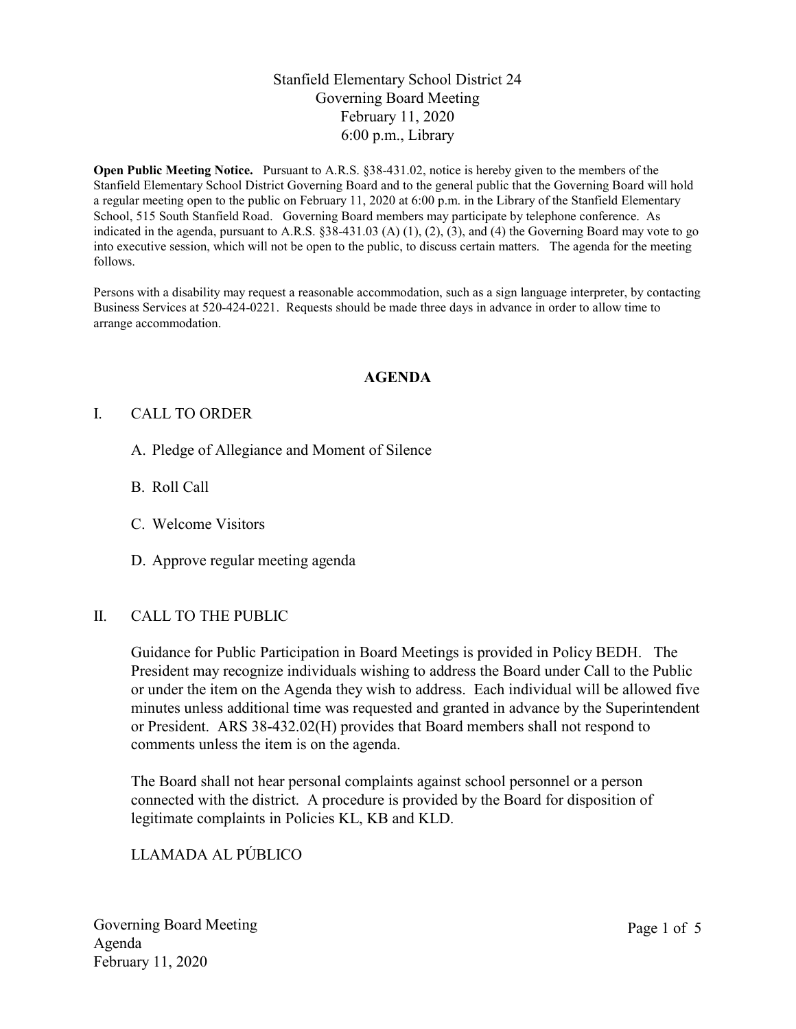# Stanfield Elementary School District 24
## Governing Board Meeting
### February 11, 2020
### 6:00 p.m., Library

**Open Public Meeting Notice.** Pursuant to A.R.S. §38-431.02, notice is hereby given to the members of the Stanfield Elementary School District Governing Board and to the general public that the Governing Board will hold a regular meeting open to the public on February 11, 2020 at 6:00 p.m. in the Library of the Stanfield Elementary School, 515 South Stanfield Road. Governing Board members may participate by telephone conference. As indicated in the agenda, pursuant to A.R.S. §38-431.03 (A) (1), (2), (3), and (4) the Governing Board may vote to go into executive session, which will not be open to the public, to discuss certain matters. The agenda for the meeting follows.

Persons with a disability may request a reasonable accommodation, such as a sign language interpreter, by contacting Business Services at 520-424-0221. Requests should be made three days in advance in order to allow time to arrange accommodation.

## AGENDA

I. CALL TO ORDER

A. Pledge of Allegiance and Moment of Silence

B. Roll Call

C. Welcome Visitors

D. Approve regular meeting agenda

II. CALL TO THE PUBLIC

Guidance for Public Participation in Board Meetings is provided in Policy BEDH. The President may recognize individuals wishing to address the Board under Call to the Public or under the item on the Agenda they wish to address. Each individual will be allowed five minutes unless additional time was requested and granted in advance by the Superintendent or President. ARS 38-432.02(H) provides that Board members shall not respond to comments unless the item is on the agenda.

The Board shall not hear personal complaints against school personnel or a person connected with the district. A procedure is provided by the Board for disposition of legitimate complaints in Policies KL, KB and KLD.

LLAMADA AL PÚBLICO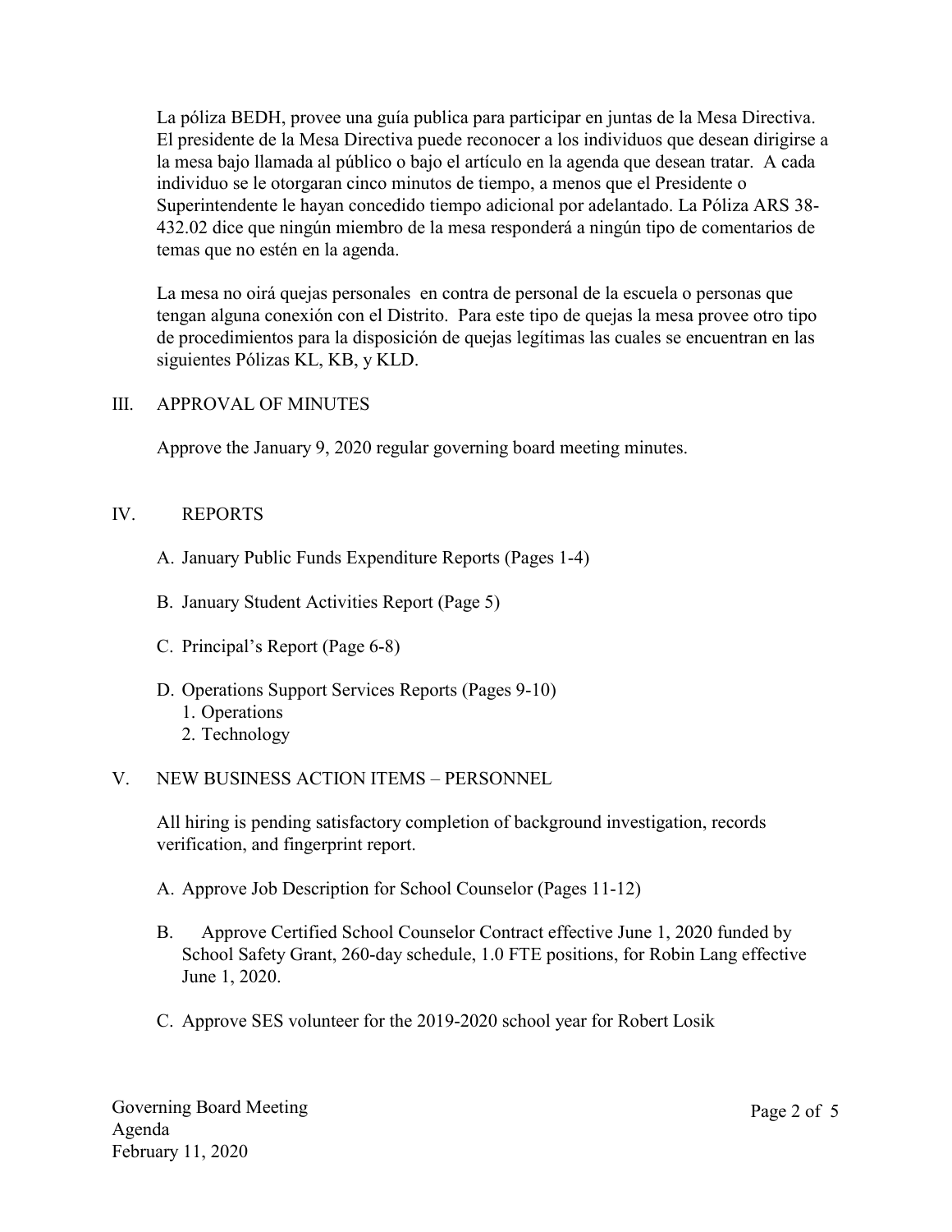La póliza BEDH, provee una guía publica para participar en juntas de la Mesa Directiva. El presidente de la Mesa Directiva puede reconocer a los individuos que desean dirigirse a la mesa bajo llamada al público o bajo el artículo en la agenda que desean tratar. A cada individuo se le otorgaran cinco minutos de tiempo, a menos que el Presidente o Superintendente le hayan concedido tiempo adicional por adelantado. La Póliza ARS 38-432.02 dice que ningún miembro de la mesa responderá a ningún tipo de comentarios de temas que no estén en la agenda.

La mesa no oirá quejas personales en contra de personal de la escuela o personas que tengan alguna conexión con el Distrito. Para este tipo de quejas la mesa provee otro tipo de procedimientos para la disposición de quejas legítimas las cuales se encuentran en las siguientes Pólizas KL, KB, y KLD.

## III. APPROVAL OF MINUTES

Approve the January 9, 2020 regular governing board meeting minutes.

## IV. REPORTS

A. January Public Funds Expenditure Reports (Pages 1-4)

B. January Student Activities Report (Page 5)

C. Principal's Report (Page 6-8)

D. Operations Support Services Reports (Pages 9-10)
   1. Operations
   2. Technology

## V. NEW BUSINESS ACTION ITEMS – PERSONNEL

All hiring is pending satisfactory completion of background investigation, records verification, and fingerprint report.

A. Approve Job Description for School Counselor (Pages 11-12)

B. Approve Certified School Counselor Contract effective June 1, 2020 funded by School Safety Grant, 260-day schedule, 1.0 FTE positions, for Robin Lang effective June 1, 2020.

C. Approve SES volunteer for the 2019-2020 school year for Robert Losik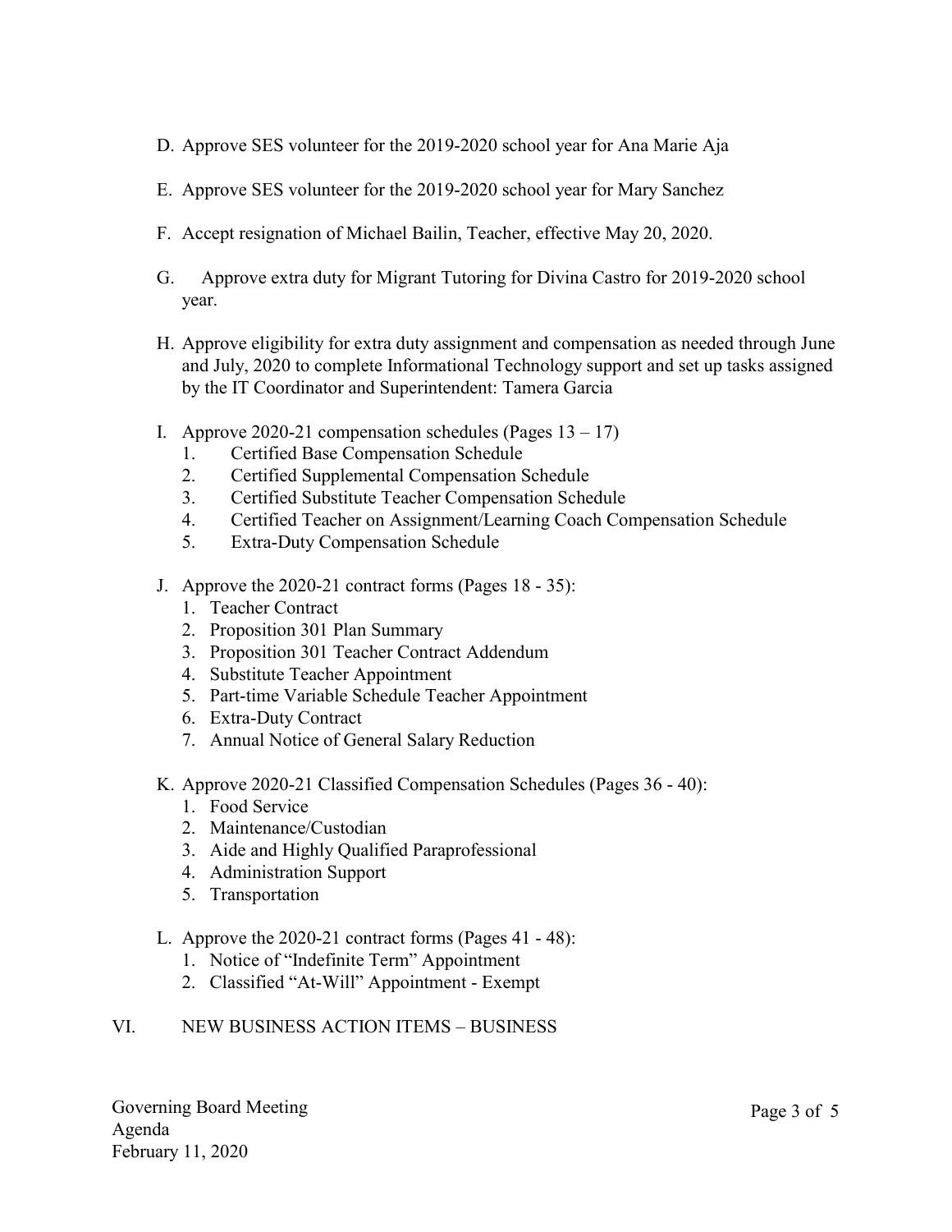D. Approve SES volunteer for the 2019-2020 school year for Ana Marie Aja

E. Approve SES volunteer for the 2019-2020 school year for Mary Sanchez

F. Accept resignation of Michael Bailin, Teacher, effective May 20, 2020.

G. Approve extra duty for Migrant Tutoring for Divina Castro for 2019-2020 school year.

H. Approve eligibility for extra duty assignment and compensation as needed through June and July, 2020 to complete Informational Technology support and set up tasks assigned by the IT Coordinator and Superintendent: Tamera Garcia

I. Approve 2020-21 compensation schedules (Pages 13 – 17)
   1. Certified Base Compensation Schedule
   2. Certified Supplemental Compensation Schedule
   3. Certified Substitute Teacher Compensation Schedule
   4. Certified Teacher on Assignment/Learning Coach Compensation Schedule
   5. Extra-Duty Compensation Schedule

J. Approve the 2020-21 contract forms (Pages 18 - 35):
   1. Teacher Contract
   2. Proposition 301 Plan Summary
   3. Proposition 301 Teacher Contract Addendum
   4. Substitute Teacher Appointment
   5. Part-time Variable Schedule Teacher Appointment
   6. Extra-Duty Contract
   7. Annual Notice of General Salary Reduction

K. Approve 2020-21 Classified Compensation Schedules (Pages 36 - 40):
   1. Food Service
   2. Maintenance/Custodian
   3. Aide and Highly Qualified Paraprofessional
   4. Administration Support
   5. Transportation

L. Approve the 2020-21 contract forms (Pages 41 - 48):
   1. Notice of "Indefinite Term" Appointment
   2. Classified "At-Will" Appointment - Exempt

## VI. NEW BUSINESS ACTION ITEMS – BUSINESS

Governing Board Meeting
Agenda
February 11, 2020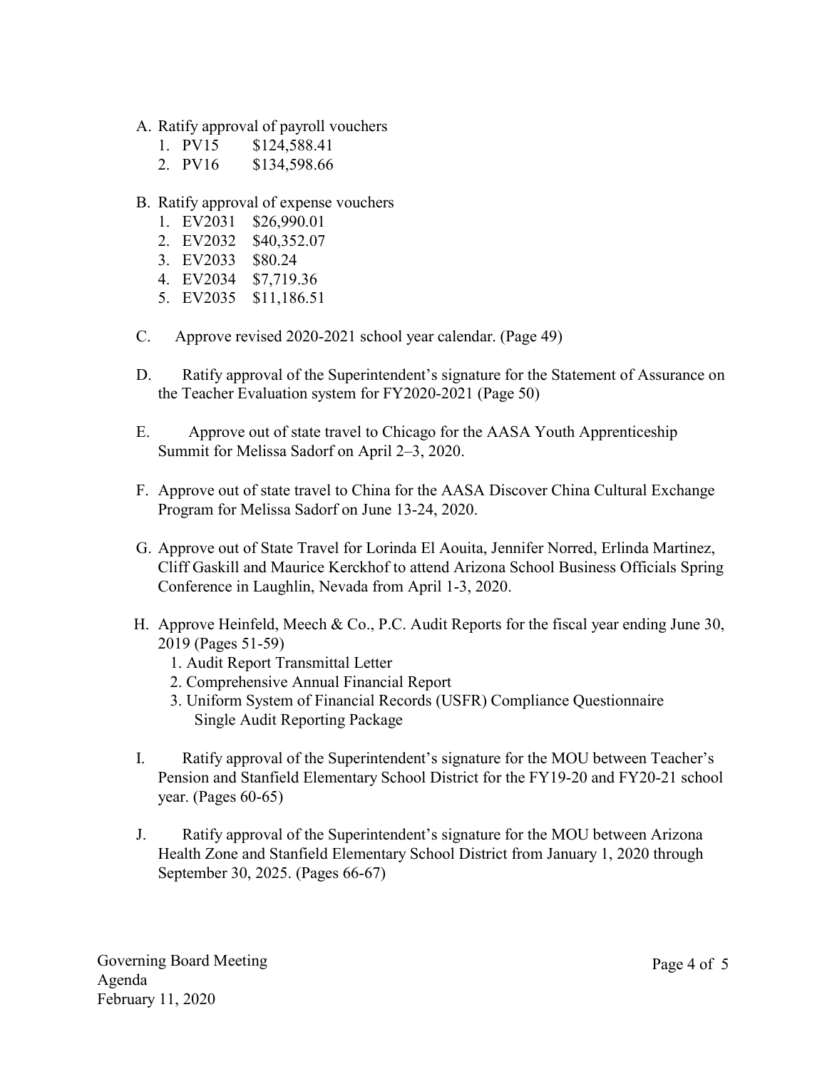A. Ratify approval of payroll vouchers
   1. PV15 $124,588.41
   2. PV16 $134,598.66

B. Ratify approval of expense vouchers
   1. EV2031 $26,990.01
   2. EV2032 $40,352.07
   3. EV2033 $80.24
   4. EV2034 $7,719.36
   5. EV2035 $11,186.51

C. Approve revised 2020-2021 school year calendar. (Page 49)

D. Ratify approval of the Superintendent's signature for the Statement of Assurance on the Teacher Evaluation system for FY2020-2021 (Page 50)

E. Approve out of state travel to Chicago for the AASA Youth Apprenticeship Summit for Melissa Sadorf on April 2–3, 2020.

F. Approve out of state travel to China for the AASA Discover China Cultural Exchange Program for Melissa Sadorf on June 13-24, 2020.

G. Approve out of State Travel for Lorinda El Aouita, Jennifer Norred, Erlinda Martinez, Cliff Gaskill and Maurice Kerckhof to attend Arizona School Business Officials Spring Conference in Laughlin, Nevada from April 1-3, 2020.

H. Approve Heinfeld, Meech & Co., P.C. Audit Reports for the fiscal year ending June 30, 2019 (Pages 51-59)
   1. Audit Report Transmittal Letter
   2. Comprehensive Annual Financial Report
   3. Uniform System of Financial Records (USFR) Compliance Questionnaire Single Audit Reporting Package

I. Ratify approval of the Superintendent's signature for the MOU between Teacher's Pension and Stanfield Elementary School District for the FY19-20 and FY20-21 school year. (Pages 60-65)

J. Ratify approval of the Superintendent's signature for the MOU between Arizona Health Zone and Stanfield Elementary School District from January 1, 2020 through September 30, 2025. (Pages 66-67)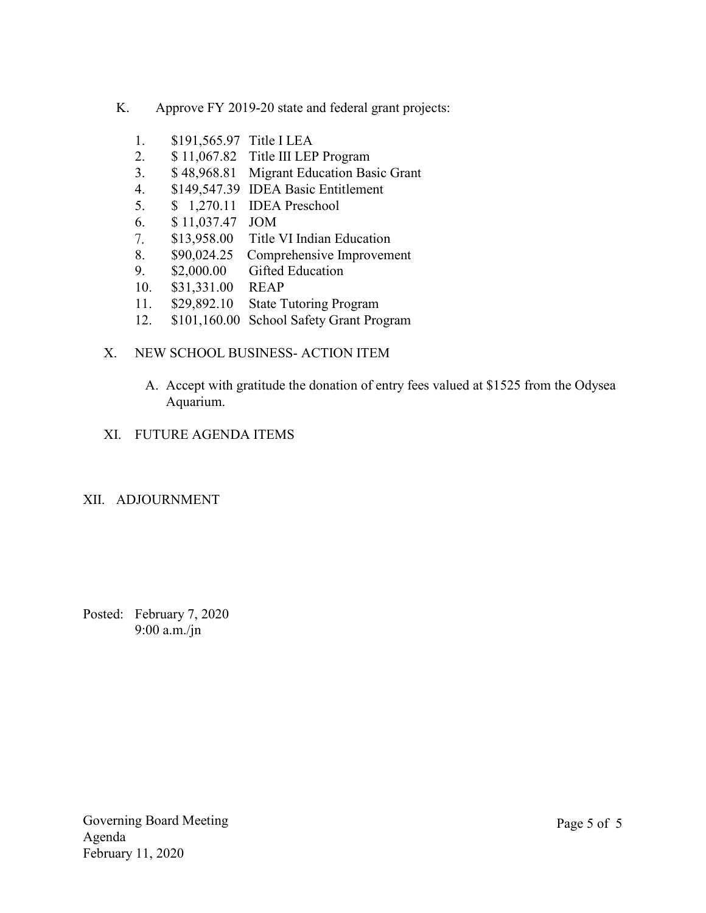K. Approve FY 2019-20 state and federal grant projects:

1. \$191,565.97 Title I LEA
2. \$ 11,067.82 Title III LEP Program
3. \$ 48,968.81 Migrant Education Basic Grant
4. \$149,547.39 IDEA Basic Entitlement
5. \$ 1,270.11 IDEA Preschool
6. \$ 11,037.47 JOM
7. \$13,958.00 Title VI Indian Education
8. \$90,024.25 Comprehensive Improvement
9. \$2,000.00 Gifted Education
10. \$31,331.00 REAP
11. \$29,892.10 State Tutoring Program
12. \$101,160.00 School Safety Grant Program

X. NEW SCHOOL BUSINESS- ACTION ITEM

A. Accept with gratitude the donation of entry fees valued at \$1525 from the Odysea Aquarium.

XI. FUTURE AGENDA ITEMS

XII. ADJOURNMENT

Posted: February 7, 2020
9:00 a.m./jn

Governing Board Meeting
Agenda
February 11, 2020